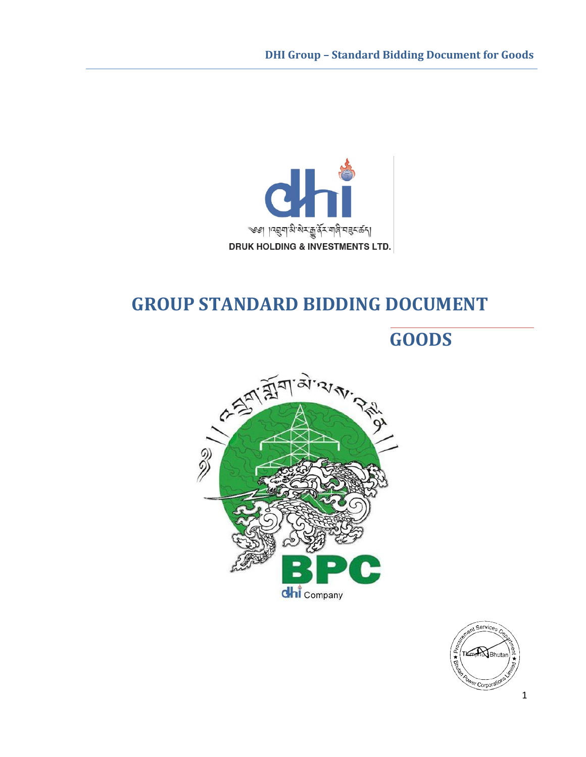# GROUP STANDARD BIDDING DOCUMENT

## GOODS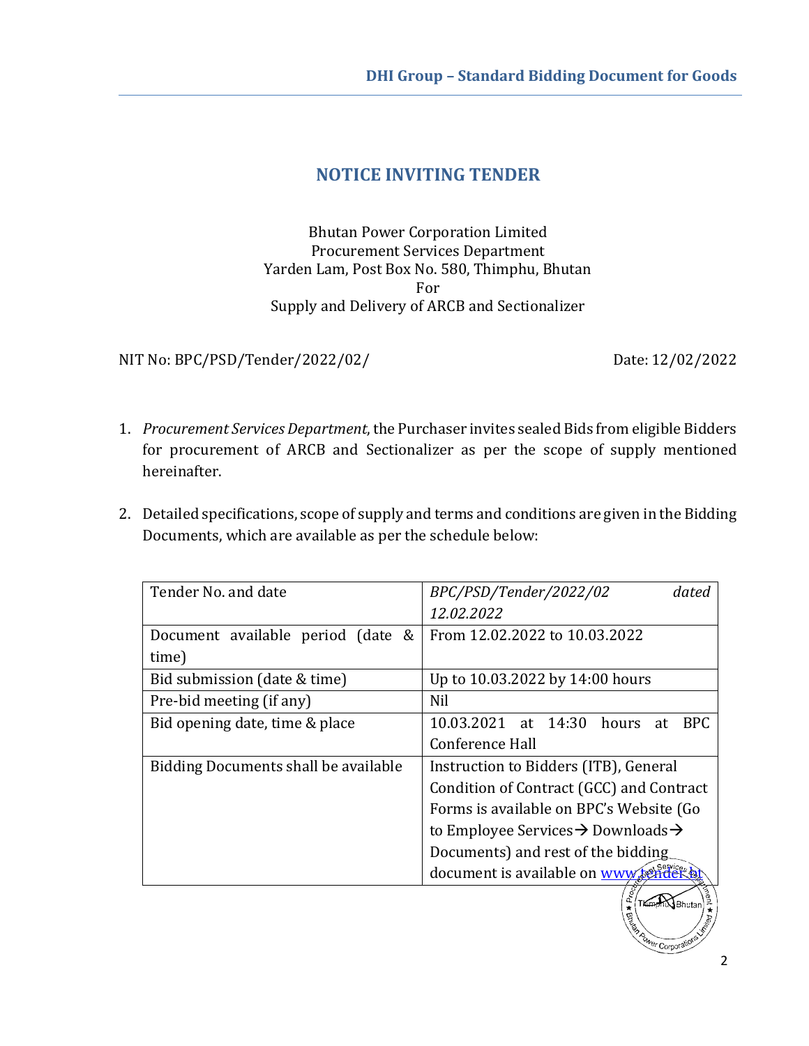## NOTICE INVITING TENDER

Bhutan Power Corporation Limited
Procurement Services Department
Yarden Lam, Post Box No. 580, Thimphu, Bhutan
For
Supply and Delivery of ARCB and Sectionalizer

NIT No: BPC/PSD/Tender/2022/02/ Date: 12/02/2022

1. *Procurement Services Department*, the Purchaser invites sealed Bids from eligible Bidders for procurement of ARCB and Sectionalizer as per the scope of supply mentioned hereinafter.

2. Detailed specifications, scope of supply and terms and conditions are given in the Bidding Documents, which are available as per the schedule below:

| Tender No. and date | *BPC/PSD/Tender/2022/02 dated 12.02.2022* |
|---|---|
| Document available period (date & time) | From 12.02.2022 to 10.03.2022 |
| Bid submission (date & time) | Up to 10.03.2022 by 14:00 hours |
| Pre-bid meeting (if any) | Nil |
| Bid opening date, time & place | 10.03.2021 at 14:30 hours at BPC Conference Hall |
| Bidding Documents shall be available | Instruction to Bidders (ITB), General Condition of Contract (GCC) and Contract Forms is available on BPC's Website (Go to Employee Services→ Downloads→ Documents) and rest of the bidding document is available on www.tender.bt |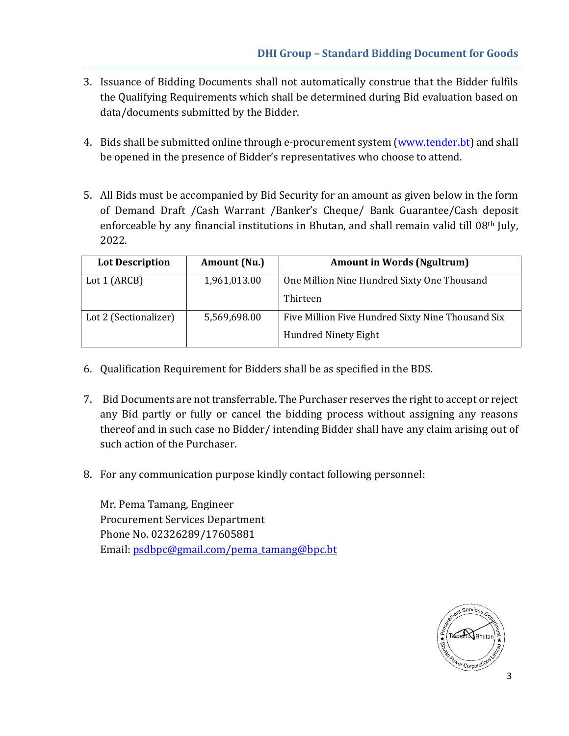3. Issuance of Bidding Documents shall not automatically construe that the Bidder fulfils the Qualifying Requirements which shall be determined during Bid evaluation based on data/documents submitted by the Bidder.

4. Bids shall be submitted online through e-procurement system (www.tender.bt) and shall be opened in the presence of Bidder's representatives who choose to attend.

5. All Bids must be accompanied by Bid Security for an amount as given below in the form of Demand Draft /Cash Warrant /Banker's Cheque/ Bank Guarantee/Cash deposit enforceable by any financial institutions in Bhutan, and shall remain valid till 08th July, 2022.

| Lot Description | Amount (Nu.) | Amount in Words (Ngultrum) |
|---|---|---|
| Lot 1 (ARCB) | 1,961,013.00 | One Million Nine Hundred Sixty One Thousand Thirteen |
| Lot 2 (Sectionalizer) | 5,569,698.00 | Five Million Five Hundred Sixty Nine Thousand Six Hundred Ninety Eight |

6. Qualification Requirement for Bidders shall be as specified in the BDS.

7. Bid Documents are not transferrable. The Purchaser reserves the right to accept or reject any Bid partly or fully or cancel the bidding process without assigning any reasons thereof and in such case no Bidder/ intending Bidder shall have any claim arising out of such action of the Purchaser.

8. For any communication purpose kindly contact following personnel:

   Mr. Pema Tamang, Engineer
   Procurement Services Department
   Phone No. 02326289/17605881
   Email: psdbpc@gmail.com/pema_tamang@bpc.bt